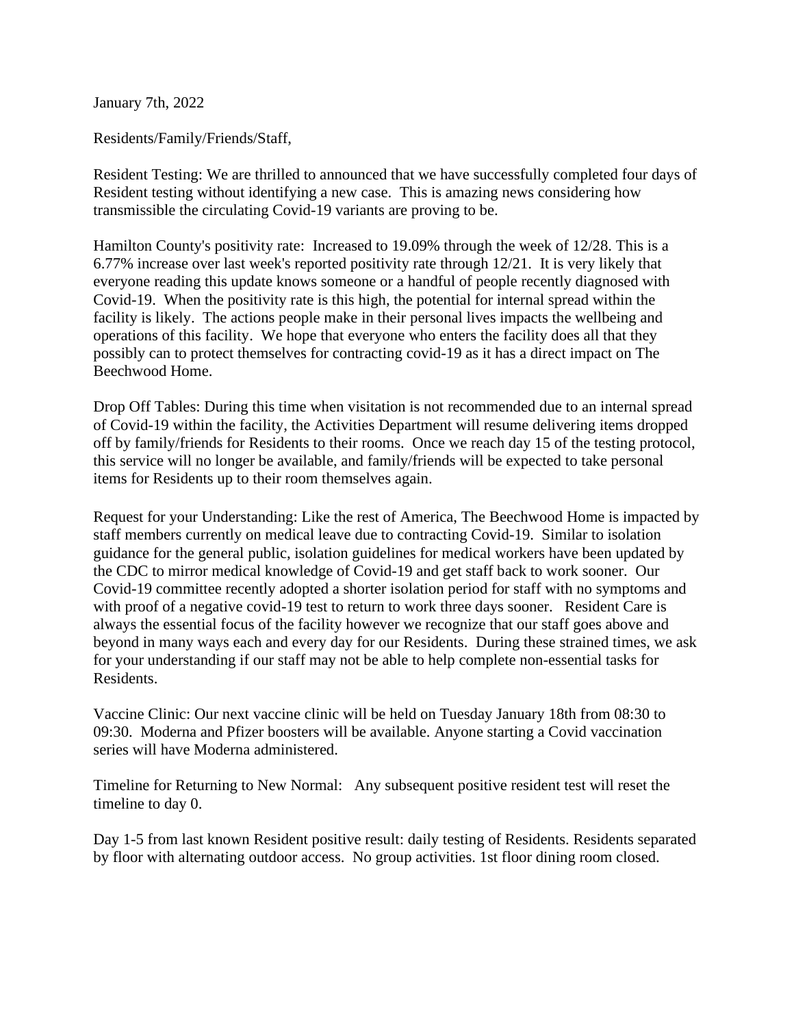January 7th, 2022

Residents/Family/Friends/Staff,

Resident Testing: We are thrilled to announced that we have successfully completed four days of Resident testing without identifying a new case. This is amazing news considering how transmissible the circulating Covid-19 variants are proving to be.

Hamilton County's positivity rate: Increased to 19.09% through the week of 12/28. This is a 6.77% increase over last week's reported positivity rate through 12/21. It is very likely that everyone reading this update knows someone or a handful of people recently diagnosed with Covid-19. When the positivity rate is this high, the potential for internal spread within the facility is likely. The actions people make in their personal lives impacts the wellbeing and operations of this facility. We hope that everyone who enters the facility does all that they possibly can to protect themselves for contracting covid-19 as it has a direct impact on The Beechwood Home.

Drop Off Tables: During this time when visitation is not recommended due to an internal spread of Covid-19 within the facility, the Activities Department will resume delivering items dropped off by family/friends for Residents to their rooms. Once we reach day 15 of the testing protocol, this service will no longer be available, and family/friends will be expected to take personal items for Residents up to their room themselves again.

Request for your Understanding: Like the rest of America, The Beechwood Home is impacted by staff members currently on medical leave due to contracting Covid-19. Similar to isolation guidance for the general public, isolation guidelines for medical workers have been updated by the CDC to mirror medical knowledge of Covid-19 and get staff back to work sooner. Our Covid-19 committee recently adopted a shorter isolation period for staff with no symptoms and with proof of a negative covid-19 test to return to work three days sooner. Resident Care is always the essential focus of the facility however we recognize that our staff goes above and beyond in many ways each and every day for our Residents. During these strained times, we ask for your understanding if our staff may not be able to help complete non-essential tasks for Residents.

Vaccine Clinic: Our next vaccine clinic will be held on Tuesday January 18th from 08:30 to 09:30. Moderna and Pfizer boosters will be available. Anyone starting a Covid vaccination series will have Moderna administered.

Timeline for Returning to New Normal: Any subsequent positive resident test will reset the timeline to day 0.

Day 1-5 from last known Resident positive result: daily testing of Residents. Residents separated by floor with alternating outdoor access. No group activities. 1st floor dining room closed.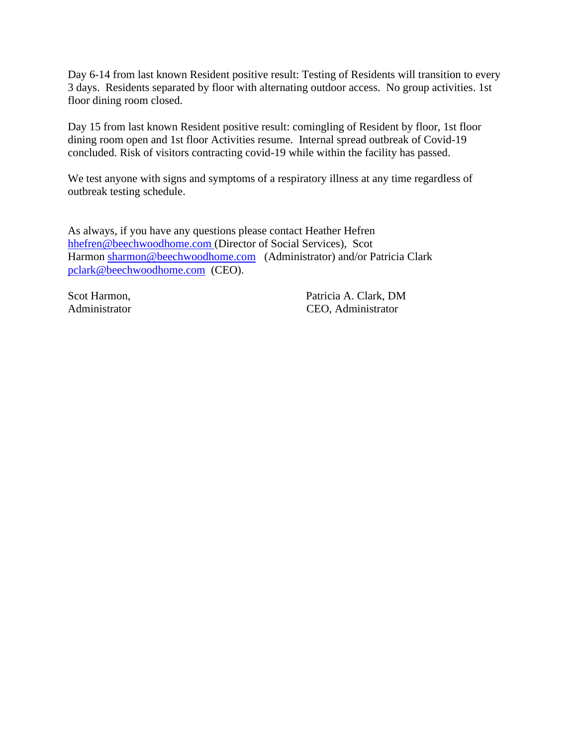Day 6-14 from last known Resident positive result: Testing of Residents will transition to every 3 days. Residents separated by floor with alternating outdoor access. No group activities. 1st floor dining room closed.

Day 15 from last known Resident positive result: comingling of Resident by floor, 1st floor dining room open and 1st floor Activities resume. Internal spread outbreak of Covid-19 concluded. Risk of visitors contracting covid-19 while within the facility has passed.

We test anyone with signs and symptoms of a respiratory illness at any time regardless of outbreak testing schedule.

As always, if you have any questions please contact Heather Hefren hhefren@beechwoodhome.com (Director of Social Services), Scot Harmon sharmon@beechwoodhome.com (Administrator) and/or Patricia Clark pclark@beechwoodhome.com (CEO).

Scot Harmon,
Administrator

Patricia A. Clark, DM
CEO, Administrator